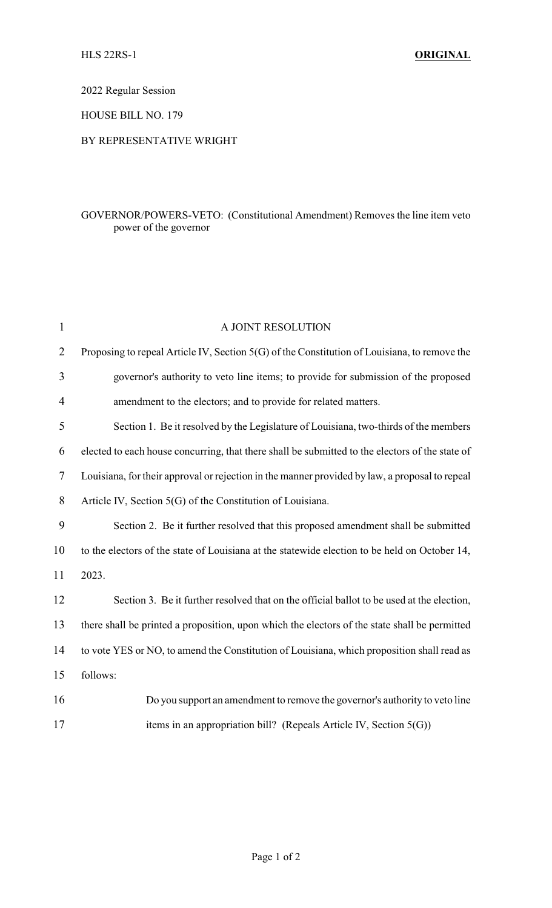HLS 22RS-1 **ORIGINAL**

2022 Regular Session

HOUSE BILL NO. 179

BY REPRESENTATIVE WRIGHT

GOVERNOR/POWERS-VETO: (Constitutional Amendment) Removes the line item veto power of the governor

A JOINT RESOLUTION

Proposing to repeal Article IV, Section 5(G) of the Constitution of Louisiana, to remove the governor's authority to veto line items; to provide for submission of the proposed amendment to the electors; and to provide for related matters.

Section 1. Be it resolved by the Legislature of Louisiana, two-thirds of the members elected to each house concurring, that there shall be submitted to the electors of the state of Louisiana, for their approval or rejection in the manner provided by law, a proposal to repeal Article IV, Section 5(G) of the Constitution of Louisiana.

Section 2. Be it further resolved that this proposed amendment shall be submitted to the electors of the state of Louisiana at the statewide election to be held on October 14, 2023.

Section 3. Be it further resolved that on the official ballot to be used at the election, there shall be printed a proposition, upon which the electors of the state shall be permitted to vote YES or NO, to amend the Constitution of Louisiana, which proposition shall read as follows:

> Do you support an amendment to remove the governor's authority to veto line items in an appropriation bill? (Repeals Article IV, Section 5(G))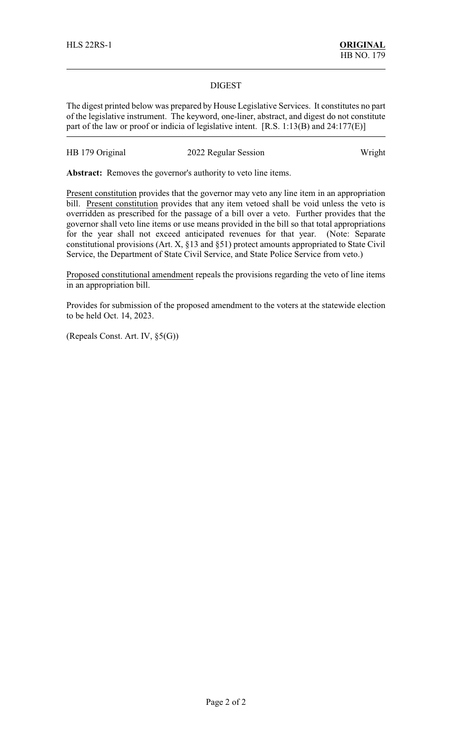HLS 22RS-1 **ORIGINAL**
HB NO. 179

## DIGEST

The digest printed below was prepared by House Legislative Services. It constitutes no part of the legislative instrument. The keyword, one-liner, abstract, and digest do not constitute part of the law or proof or indicia of legislative intent. [R.S. 1:13(B) and 24:177(E)]

HB 179 Original 2022 Regular Session Wright

**Abstract:** Removes the governor's authority to veto line items.

<u>Present constitution</u> provides that the governor may veto any line item in an appropriation bill. <u>Present constitution</u> provides that any item vetoed shall be void unless the veto is overridden as prescribed for the passage of a bill over a veto. Further provides that the governor shall veto line items or use means provided in the bill so that total appropriations for the year shall not exceed anticipated revenues for that year. (Note: Separate constitutional provisions (Art. X, §13 and §51) protect amounts appropriated to State Civil Service, the Department of State Civil Service, and State Police Service from veto.)

<u>Proposed constitutional amendment</u> repeals the provisions regarding the veto of line items in an appropriation bill.

Provides for submission of the proposed amendment to the voters at the statewide election to be held Oct. 14, 2023.

(Repeals Const. Art. IV, §5(G))